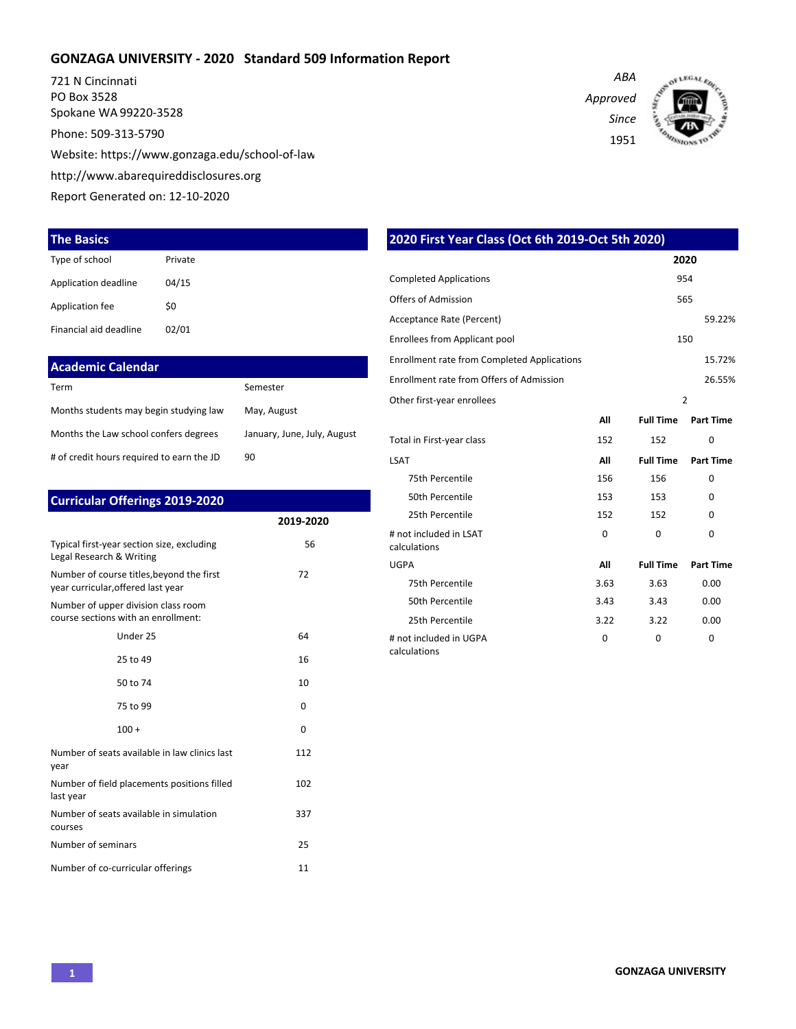# GONZAGA UNIVERSITY - 2020 Standard 509 Information Report

721 N Cincinnati
PO Box 3528
Spokane WA 99220-3528

Phone: 509-313-5790

Website: https://www.gonzaga.edu/school-of-law

http://www.abarequireddisclosures.org

Report Generated on: 12-10-2020

*ABA Approved Since 1951*

## The Basics

| | |
|---|---|
| Type of school | Private |
| Application deadline | 04/15 |
| Application fee | $0 |
| Financial aid deadline | 02/01 |

## Academic Calendar

| | |
|---|---|
| Term | Semester |
| Months students may begin studying law | May, August |
| Months the Law school confers degrees | January, June, July, August |
| # of credit hours required to earn the JD | 90 |

## Curricular Offerings 2019-2020

| | 2019-2020 |
|---|---|
| Typical first-year section size, excluding Legal Research & Writing | 56 |
| Number of course titles,beyond the first year curricular,offered last year | 72 |
| Number of upper division class room course sections with an enrollment: | |
| Under 25 | 64 |
| 25 to 49 | 16 |
| 50 to 74 | 10 |
| 75 to 99 | 0 |
| 100 + | 0 |
| Number of seats available in law clinics last year | 112 |
| Number of field placements positions filled last year | 102 |
| Number of seats available in simulation courses | 337 |
| Number of seminars | 25 |
| Number of co-curricular offerings | 11 |

## 2020 First Year Class (Oct 6th 2019-Oct 5th 2020)

| | 2020 |
|---|---|
| Completed Applications | 954 |
| Offers of Admission | 565 |
| Acceptance Rate (Percent) | 59.22% |
| Enrollees from Applicant pool | 150 |
| Enrollment rate from Completed Applications | 15.72% |
| Enrollment rate from Offers of Admission | 26.55% |
| Other first-year enrollees | 2 |

| | All | Full Time | Part Time |
|---|---|---|---|
| Total in First-year class | 152 | 152 | 0 |
| **LSAT** | **All** | **Full Time** | **Part Time** |
| 75th Percentile | 156 | 156 | 0 |
| 50th Percentile | 153 | 153 | 0 |
| 25th Percentile | 152 | 152 | 0 |
| # not included in LSAT calculations | 0 | 0 | 0 |
| **UGPA** | **All** | **Full Time** | **Part Time** |
| 75th Percentile | 3.63 | 3.63 | 0.00 |
| 50th Percentile | 3.43 | 3.43 | 0.00 |
| 25th Percentile | 3.22 | 3.22 | 0.00 |
| # not included in UGPA calculations | 0 | 0 | 0 |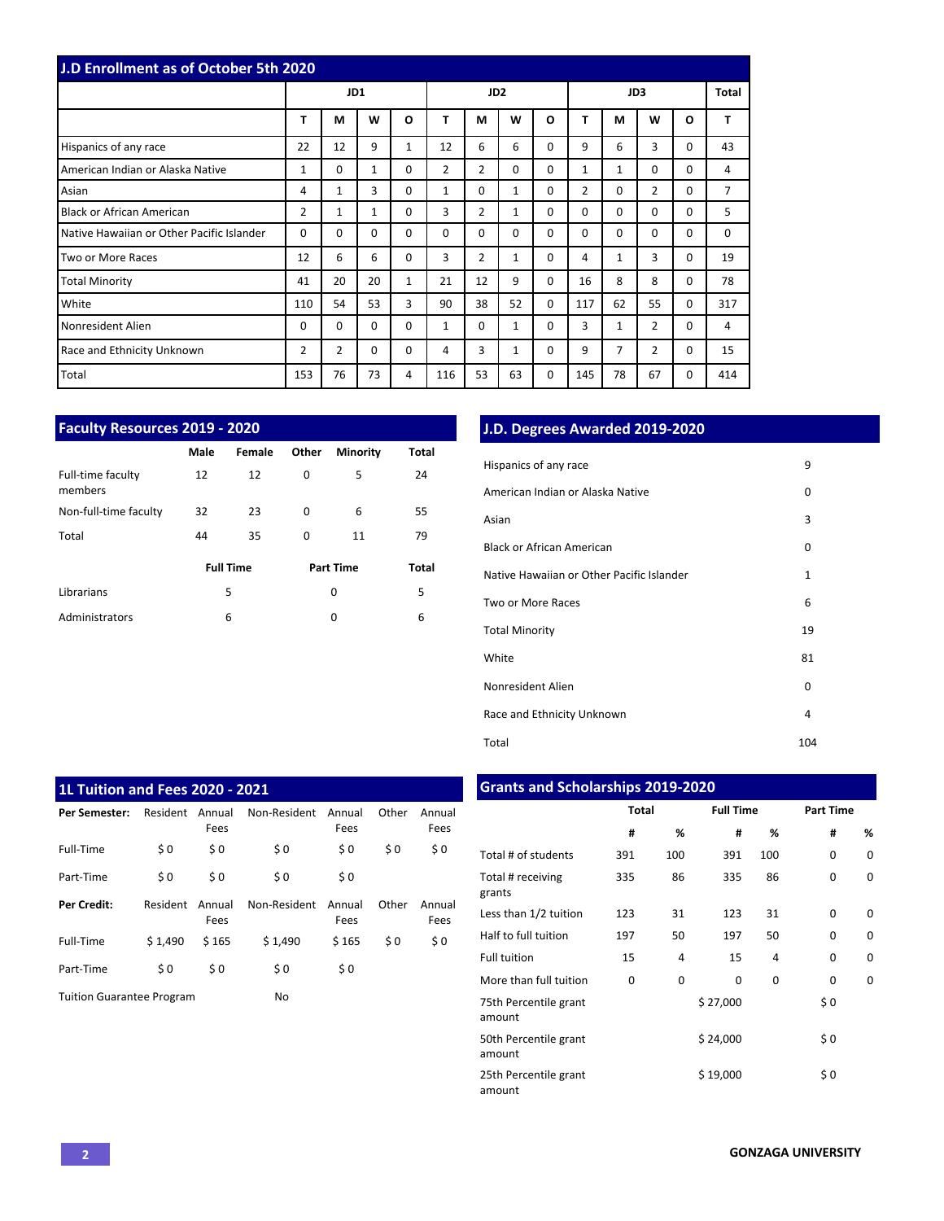## J.D Enrollment as of October 5th 2020

| | JD1 | | | | JD2 | | | | JD3 | | | | Total |
|---|---|---|---|---|---|---|---|---|---|---|---|---|---|
| | T | M | W | O | T | M | W | O | T | M | W | O | T |
| Hispanics of any race | 22 | 12 | 9 | 1 | 12 | 6 | 6 | 0 | 9 | 6 | 3 | 0 | 43 |
| American Indian or Alaska Native | 1 | 0 | 1 | 0 | 2 | 2 | 0 | 0 | 1 | 1 | 0 | 0 | 4 |
| Asian | 4 | 1 | 3 | 0 | 1 | 0 | 1 | 0 | 2 | 0 | 2 | 0 | 7 |
| Black or African American | 2 | 1 | 1 | 0 | 3 | 2 | 1 | 0 | 0 | 0 | 0 | 0 | 5 |
| Native Hawaiian or Other Pacific Islander | 0 | 0 | 0 | 0 | 0 | 0 | 0 | 0 | 0 | 0 | 0 | 0 | 0 |
| Two or More Races | 12 | 6 | 6 | 0 | 3 | 2 | 1 | 0 | 4 | 1 | 3 | 0 | 19 |
| Total Minority | 41 | 20 | 20 | 1 | 21 | 12 | 9 | 0 | 16 | 8 | 8 | 0 | 78 |
| White | 110 | 54 | 53 | 3 | 90 | 38 | 52 | 0 | 117 | 62 | 55 | 0 | 317 |
| Nonresident Alien | 0 | 0 | 0 | 0 | 1 | 0 | 1 | 0 | 3 | 1 | 2 | 0 | 4 |
| Race and Ethnicity Unknown | 2 | 2 | 0 | 0 | 4 | 3 | 1 | 0 | 9 | 7 | 2 | 0 | 15 |
| Total | 153 | 76 | 73 | 4 | 116 | 53 | 63 | 0 | 145 | 78 | 67 | 0 | 414 |

## Faculty Resources 2019 - 2020

| | Male | Female | Other | Minority | Total |
|---|---|---|---|---|---|
| Full-time faculty members | 12 | 12 | 0 | 5 | 24 |
| Non-full-time faculty | 32 | 23 | 0 | 6 | 55 |
| Total | 44 | 35 | 0 | 11 | 79 |

| | Full Time | Part Time | Total |
|---|---|---|---|
| Librarians | 5 | 0 | 5 |
| Administrators | 6 | 0 | 6 |

## J.D. Degrees Awarded 2019-2020

| | |
|---|---|
| Hispanics of any race | 9 |
| American Indian or Alaska Native | 0 |
| Asian | 3 |
| Black or African American | 0 |
| Native Hawaiian or Other Pacific Islander | 1 |
| Two or More Races | 6 |
| Total Minority | 19 |
| White | 81 |
| Nonresident Alien | 0 |
| Race and Ethnicity Unknown | 4 |
| Total | 104 |

## 1L Tuition and Fees 2020 - 2021

| **Per Semester:** | Resident | Annual Fees | Non-Resident | Annual Fees | Other | Annual Fees |
|---|---|---|---|---|---|---|
| Full-Time | $ 0 | $ 0 | $ 0 | $ 0 | $ 0 | $ 0 |
| Part-Time | $ 0 | $ 0 | $ 0 | $ 0 | | |
| **Per Credit:** | Resident | Annual Fees | Non-Resident | Annual Fees | Other | Annual Fees |
| Full-Time | $ 1,490 | $ 165 | $ 1,490 | $ 165 | $ 0 | $ 0 |
| Part-Time | $ 0 | $ 0 | $ 0 | $ 0 | | |
| Tuition Guarantee Program | | | No | | | |

## Grants and Scholarships 2019-2020

| | Total | | Full Time | | Part Time | |
|---|---|---|---|---|---|---|
| | # | % | # | % | # | % |
| Total # of students | 391 | 100 | 391 | 100 | 0 | 0 |
| Total # receiving grants | 335 | 86 | 335 | 86 | 0 | 0 |
| Less than 1/2 tuition | 123 | 31 | 123 | 31 | 0 | 0 |
| Half to full tuition | 197 | 50 | 197 | 50 | 0 | 0 |
| Full tuition | 15 | 4 | 15 | 4 | 0 | 0 |
| More than full tuition | 0 | 0 | 0 | 0 | 0 | 0 |
| 75th Percentile grant amount | | | $ 27,000 | | $ 0 | |
| 50th Percentile grant amount | | | $ 24,000 | | $ 0 | |
| 25th Percentile grant amount | | | $ 19,000 | | $ 0 | |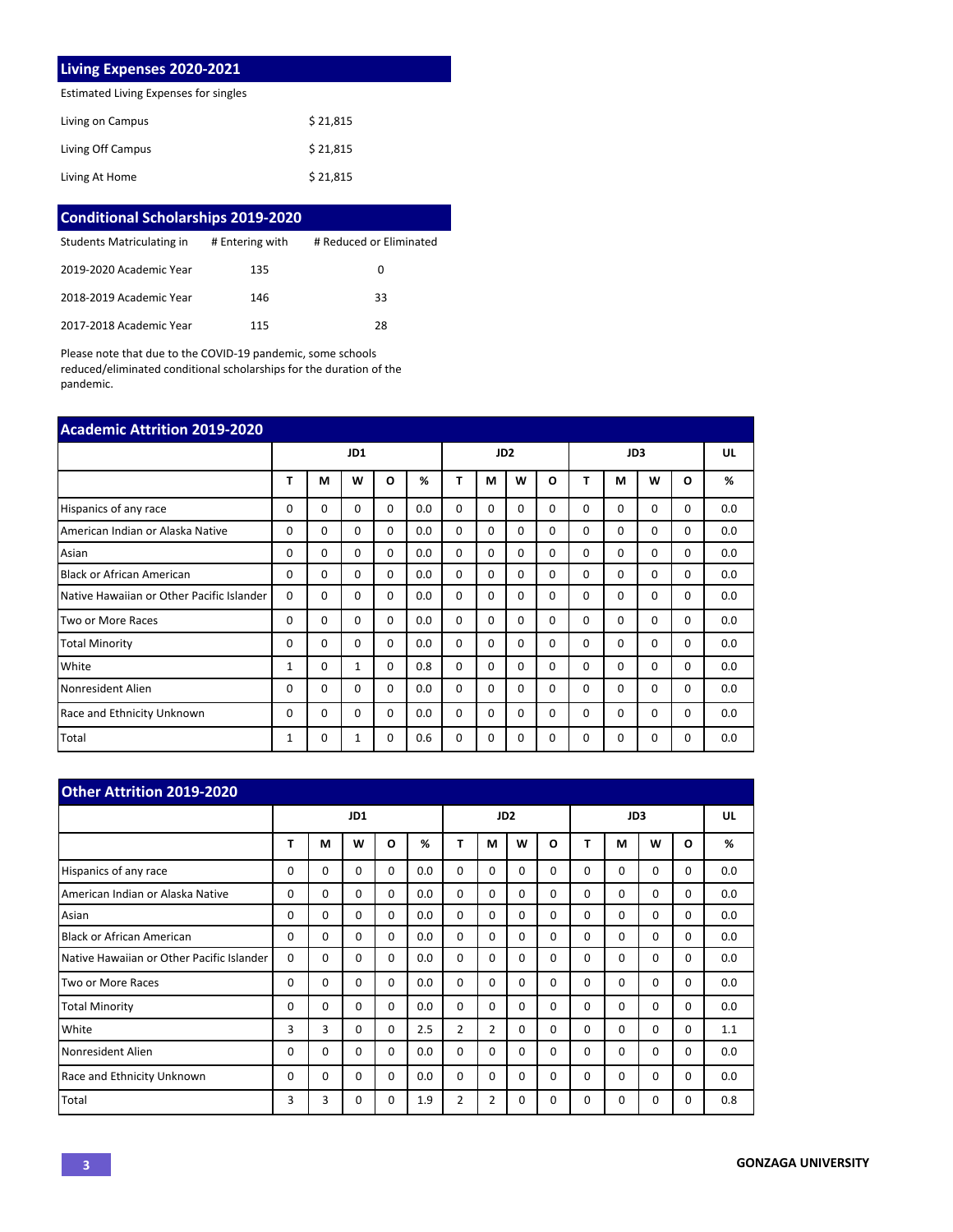## Living Expenses 2020-2021

Estimated Living Expenses for singles

| | |
|---|---|
| Living on Campus | $ 21,815 |
| Living Off Campus | $ 21,815 |
| Living At Home | $ 21,815 |

## Conditional Scholarships 2019-2020

| Students Matriculating in | # Entering with | # Reduced or Eliminated |
|---|---|---|
| 2019-2020 Academic Year | 135 | 0 |
| 2018-2019 Academic Year | 146 | 33 |
| 2017-2018 Academic Year | 115 | 28 |

Please note that due to the COVID-19 pandemic, some schools reduced/eliminated conditional scholarships for the duration of the pandemic.

## Academic Attrition 2019-2020

| | JD1 | | | | | JD2 | | | | JD3 | | | | UL |
|---|---|---|---|---|---|---|---|---|---|---|---|---|---|---|
| | T | M | W | O | % | T | M | W | O | T | M | W | O | % |
| Hispanics of any race | 0 | 0 | 0 | 0 | 0.0 | 0 | 0 | 0 | 0 | 0 | 0 | 0 | 0 | 0.0 |
| American Indian or Alaska Native | 0 | 0 | 0 | 0 | 0.0 | 0 | 0 | 0 | 0 | 0 | 0 | 0 | 0 | 0.0 |
| Asian | 0 | 0 | 0 | 0 | 0.0 | 0 | 0 | 0 | 0 | 0 | 0 | 0 | 0 | 0.0 |
| Black or African American | 0 | 0 | 0 | 0 | 0.0 | 0 | 0 | 0 | 0 | 0 | 0 | 0 | 0 | 0.0 |
| Native Hawaiian or Other Pacific Islander | 0 | 0 | 0 | 0 | 0.0 | 0 | 0 | 0 | 0 | 0 | 0 | 0 | 0 | 0.0 |
| Two or More Races | 0 | 0 | 0 | 0 | 0.0 | 0 | 0 | 0 | 0 | 0 | 0 | 0 | 0 | 0.0 |
| Total Minority | 0 | 0 | 0 | 0 | 0.0 | 0 | 0 | 0 | 0 | 0 | 0 | 0 | 0 | 0.0 |
| White | 1 | 0 | 1 | 0 | 0.8 | 0 | 0 | 0 | 0 | 0 | 0 | 0 | 0 | 0.0 |
| Nonresident Alien | 0 | 0 | 0 | 0 | 0.0 | 0 | 0 | 0 | 0 | 0 | 0 | 0 | 0 | 0.0 |
| Race and Ethnicity Unknown | 0 | 0 | 0 | 0 | 0.0 | 0 | 0 | 0 | 0 | 0 | 0 | 0 | 0 | 0.0 |
| Total | 1 | 0 | 1 | 0 | 0.6 | 0 | 0 | 0 | 0 | 0 | 0 | 0 | 0 | 0.0 |

## Other Attrition 2019-2020

| | JD1 | | | | | JD2 | | | | JD3 | | | | UL |
|---|---|---|---|---|---|---|---|---|---|---|---|---|---|---|
| | T | M | W | O | % | T | M | W | O | T | M | W | O | % |
| Hispanics of any race | 0 | 0 | 0 | 0 | 0.0 | 0 | 0 | 0 | 0 | 0 | 0 | 0 | 0 | 0.0 |
| American Indian or Alaska Native | 0 | 0 | 0 | 0 | 0.0 | 0 | 0 | 0 | 0 | 0 | 0 | 0 | 0 | 0.0 |
| Asian | 0 | 0 | 0 | 0 | 0.0 | 0 | 0 | 0 | 0 | 0 | 0 | 0 | 0 | 0.0 |
| Black or African American | 0 | 0 | 0 | 0 | 0.0 | 0 | 0 | 0 | 0 | 0 | 0 | 0 | 0 | 0.0 |
| Native Hawaiian or Other Pacific Islander | 0 | 0 | 0 | 0 | 0.0 | 0 | 0 | 0 | 0 | 0 | 0 | 0 | 0 | 0.0 |
| Two or More Races | 0 | 0 | 0 | 0 | 0.0 | 0 | 0 | 0 | 0 | 0 | 0 | 0 | 0 | 0.0 |
| Total Minority | 0 | 0 | 0 | 0 | 0.0 | 0 | 0 | 0 | 0 | 0 | 0 | 0 | 0 | 0.0 |
| White | 3 | 3 | 0 | 0 | 2.5 | 2 | 2 | 0 | 0 | 0 | 0 | 0 | 0 | 1.1 |
| Nonresident Alien | 0 | 0 | 0 | 0 | 0.0 | 0 | 0 | 0 | 0 | 0 | 0 | 0 | 0 | 0.0 |
| Race and Ethnicity Unknown | 0 | 0 | 0 | 0 | 0.0 | 0 | 0 | 0 | 0 | 0 | 0 | 0 | 0 | 0.0 |
| Total | 3 | 3 | 0 | 0 | 1.9 | 2 | 2 | 0 | 0 | 0 | 0 | 0 | 0 | 0.8 |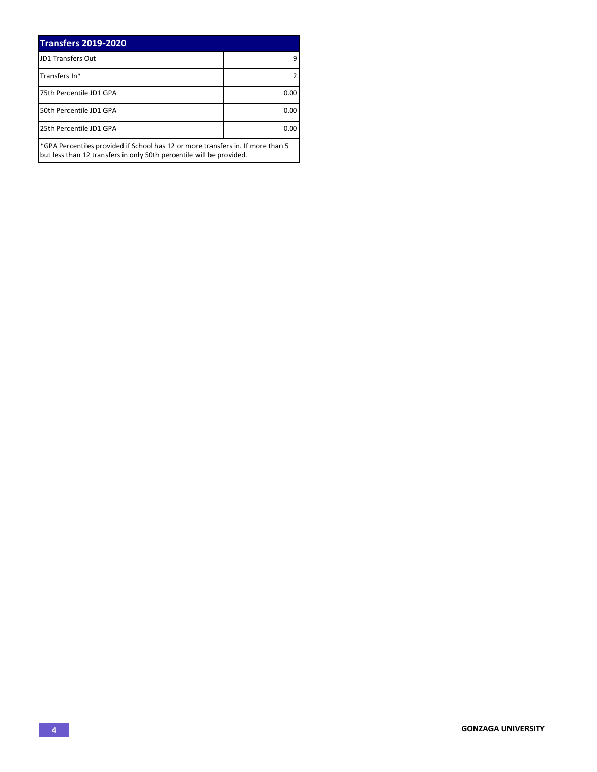| Transfers 2019-2020 | |
|---|---|
| JD1 Transfers Out | 9 |
| Transfers In* | 2 |
| 75th Percentile JD1 GPA | 0.00 |
| 50th Percentile JD1 GPA | 0.00 |
| 25th Percentile JD1 GPA | 0.00 |

*GPA Percentiles provided if School has 12 or more transfers in. If more than 5 but less than 12 transfers in only 50th percentile will be provided.